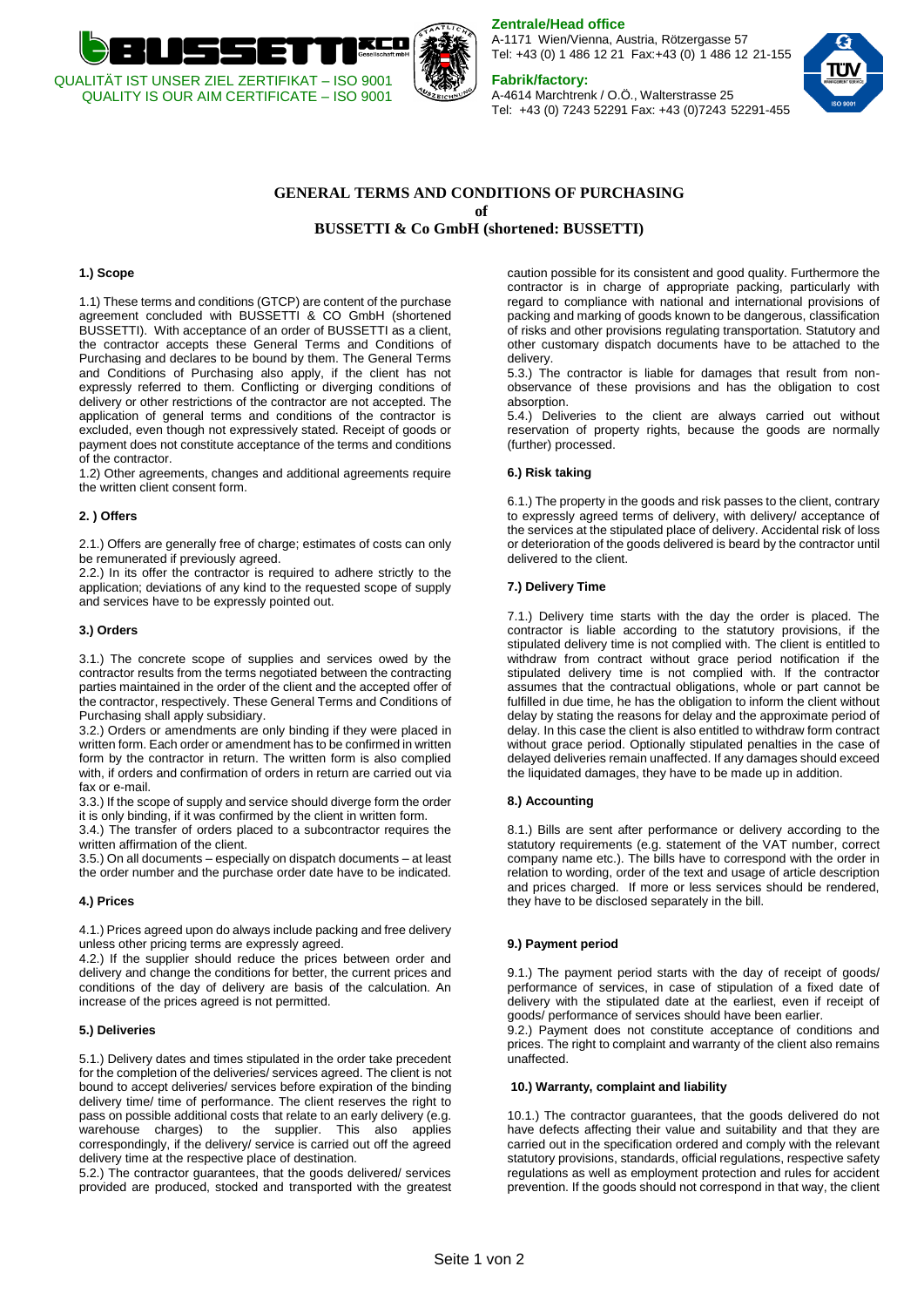QUALITÄT IST UNSER ZIEL ZERTIFIKAT – ISO 9001
QUALITY IS OUR AIM CERTIFICATE – ISO 9001

**Zentrale/Head office**
A-1171 Wien/Vienna, Austria, Rötzergasse 57
Tel: +43 (0) 1 486 12 21 Fax:+43 (0) 1 486 12 21-155

**Fabrik/factory:**
A-4614 Marchtrenk / O.Ö., Walterstrasse 25
Tel: +43 (0) 7243 52291 Fax: +43 (0)7243 52291-455

# GENERAL TERMS AND CONDITIONS OF PURCHASING of BUSSETTI & Co GmbH (shortened: BUSSETTI)

### 1.) Scope

1.1) These terms and conditions (GTCP) are content of the purchase agreement concluded with BUSSETTI & CO GmbH (shortened BUSSETTI). With acceptance of an order of BUSSETTI as a client, the contractor accepts these General Terms and Conditions of Purchasing and declares to be bound by them. The General Terms and Conditions of Purchasing also apply, if the client has not expressly referred to them. Conflicting or diverging conditions of delivery or other restrictions of the contractor are not accepted. The application of general terms and conditions of the contractor is excluded, even though not expressively stated. Receipt of goods or payment does not constitute acceptance of the terms and conditions of the contractor.

1.2) Other agreements, changes and additional agreements require the written client consent form.

### 2. ) Offers

2.1.) Offers are generally free of charge; estimates of costs can only be remunerated if previously agreed.

2.2.) In its offer the contractor is required to adhere strictly to the application; deviations of any kind to the requested scope of supply and services have to be expressly pointed out.

### 3.) Orders

3.1.) The concrete scope of supplies and services owed by the contractor results from the terms negotiated between the contracting parties maintained in the order of the client and the accepted offer of the contractor, respectively. These General Terms and Conditions of Purchasing shall apply subsidiary.

3.2.) Orders or amendments are only binding if they were placed in written form. Each order or amendment has to be confirmed in written form by the contractor in return. The written form is also complied with, if orders and confirmation of orders in return are carried out via fax or e-mail.

3.3.) If the scope of supply and service should diverge form the order it is only binding, if it was confirmed by the client in written form.

3.4.) The transfer of orders placed to a subcontractor requires the written affirmation of the client.

3.5.) On all documents – especially on dispatch documents – at least the order number and the purchase order date have to be indicated.

### 4.) Prices

4.1.) Prices agreed upon do always include packing and free delivery unless other pricing terms are expressly agreed.

4.2.) If the supplier should reduce the prices between order and delivery and change the conditions for better, the current prices and conditions of the day of delivery are basis of the calculation. An increase of the prices agreed is not permitted.

### 5.) Deliveries

5.1.) Delivery dates and times stipulated in the order take precedent for the completion of the deliveries/ services agreed. The client is not bound to accept deliveries/ services before expiration of the binding delivery time/ time of performance. The client reserves the right to pass on possible additional costs that relate to an early delivery (e.g. warehouse charges) to the supplier. This also applies correspondingly, if the delivery/ service is carried out off the agreed delivery time at the respective place of destination.

5.2.) The contractor guarantees, that the goods delivered/ services provided are produced, stocked and transported with the greatest caution possible for its consistent and good quality. Furthermore the contractor is in charge of appropriate packing, particularly with regard to compliance with national and international provisions of packing and marking of goods known to be dangerous, classification of risks and other provisions regulating transportation. Statutory and other customary dispatch documents have to be attached to the delivery.

5.3.) The contractor is liable for damages that result from non-observance of these provisions and has the obligation to cost absorption.

5.4.) Deliveries to the client are always carried out without reservation of property rights, because the goods are normally (further) processed.

### 6.) Risk taking

6.1.) The property in the goods and risk passes to the client, contrary to expressly agreed terms of delivery, with delivery/ acceptance of the services at the stipulated place of delivery. Accidental risk of loss or deterioration of the goods delivered is beard by the contractor until delivered to the client.

### 7.) Delivery Time

7.1.) Delivery time starts with the day the order is placed. The contractor is liable according to the statutory provisions, if the stipulated delivery time is not complied with. The client is entitled to withdraw from contract without grace period notification if the stipulated delivery time is not complied with. If the contractor assumes that the contractual obligations, whole or part cannot be fulfilled in due time, he has the obligation to inform the client without delay by stating the reasons for delay and the approximate period of delay. In this case the client is also entitled to withdraw form contract without grace period. Optionally stipulated penalties in the case of delayed deliveries remain unaffected. If any damages should exceed the liquidated damages, they have to be made up in addition.

### 8.) Accounting

8.1.) Bills are sent after performance or delivery according to the statutory requirements (e.g. statement of the VAT number, correct company name etc.). The bills have to correspond with the order in relation to wording, order of the text and usage of article description and prices charged. If more or less services should be rendered, they have to be disclosed separately in the bill.

### 9.) Payment period

9.1.) The payment period starts with the day of receipt of goods/ performance of services, in case of stipulation of a fixed date of delivery with the stipulated date at the earliest, even if receipt of goods/ performance of services should have been earlier.

9.2.) Payment does not constitute acceptance of conditions and prices. The right to complaint and warranty of the client also remains unaffected.

### 10.) Warranty, complaint and liability

10.1.) The contractor guarantees, that the goods delivered do not have defects affecting their value and suitability and that they are carried out in the specification ordered and comply with the relevant statutory provisions, standards, official regulations, respective safety regulations as well as employment protection and rules for accident prevention. If the goods should not correspond in that way, the client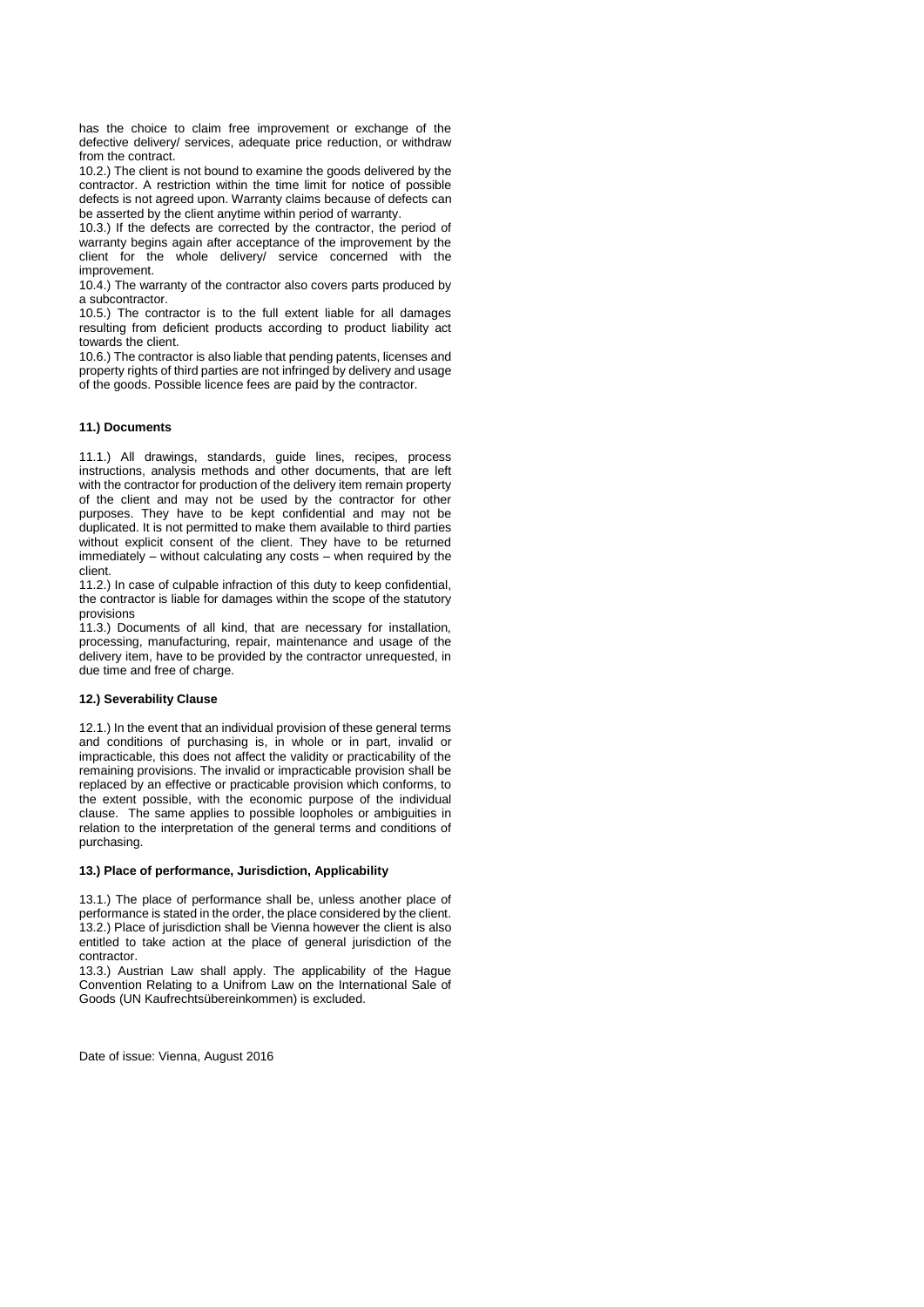has the choice to claim free improvement or exchange of the defective delivery/ services, adequate price reduction, or withdraw from the contract.

10.2.) The client is not bound to examine the goods delivered by the contractor. A restriction within the time limit for notice of possible defects is not agreed upon. Warranty claims because of defects can be asserted by the client anytime within period of warranty.

10.3.) If the defects are corrected by the contractor, the period of warranty begins again after acceptance of the improvement by the client for the whole delivery/ service concerned with the improvement.

10.4.) The warranty of the contractor also covers parts produced by a subcontractor.

10.5.) The contractor is to the full extent liable for all damages resulting from deficient products according to product liability act towards the client.

10.6.) The contractor is also liable that pending patents, licenses and property rights of third parties are not infringed by delivery and usage of the goods. Possible licence fees are paid by the contractor.

#### 11.) Documents

11.1.) All drawings, standards, guide lines, recipes, process instructions, analysis methods and other documents, that are left with the contractor for production of the delivery item remain property of the client and may not be used by the contractor for other purposes. They have to be kept confidential and may not be duplicated. It is not permitted to make them available to third parties without explicit consent of the client. They have to be returned immediately – without calculating any costs – when required by the client.

11.2.) In case of culpable infraction of this duty to keep confidential, the contractor is liable for damages within the scope of the statutory provisions

11.3.) Documents of all kind, that are necessary for installation, processing, manufacturing, repair, maintenance and usage of the delivery item, have to be provided by the contractor unrequested, in due time and free of charge.

#### 12.) Severability Clause

12.1.) In the event that an individual provision of these general terms and conditions of purchasing is, in whole or in part, invalid or impracticable, this does not affect the validity or practicability of the remaining provisions. The invalid or impracticable provision shall be replaced by an effective or practicable provision which conforms, to the extent possible, with the economic purpose of the individual clause. The same applies to possible loopholes or ambiguities in relation to the interpretation of the general terms and conditions of purchasing.

#### 13.) Place of performance, Jurisdiction, Applicability

13.1.) The place of performance shall be, unless another place of performance is stated in the order, the place considered by the client.

13.2.) Place of jurisdiction shall be Vienna however the client is also entitled to take action at the place of general jurisdiction of the contractor.

13.3.) Austrian Law shall apply. The applicability of the Hague Convention Relating to a Unifrom Law on the International Sale of Goods (UN Kaufrechtsübereinkommen) is excluded.

Date of issue: Vienna, August 2016